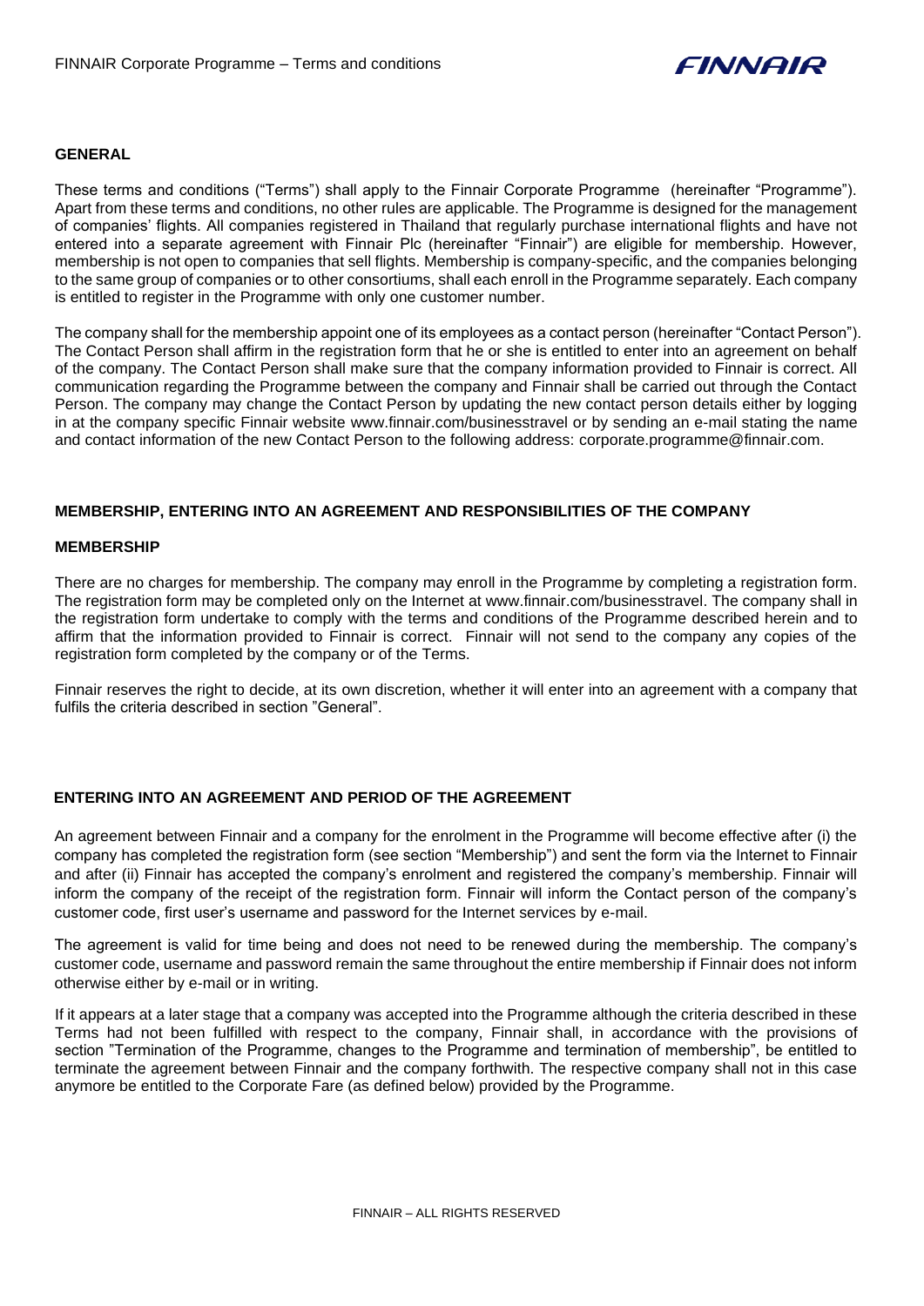## GENERAL

These terms and conditions ("Terms") shall apply to the Finnair Corporate Programme (hereinafter "Programme"). Apart from these terms and conditions, no other rules are applicable. The Programme is designed for the management of companies' flights. All companies registered in Thailand that regularly purchase international flights and have not entered into a separate agreement with Finnair Plc (hereinafter "Finnair") are eligible for membership. However, membership is not open to companies that sell flights. Membership is company-specific, and the companies belonging to the same group of companies or to other consortiums, shall each enroll in the Programme separately. Each company is entitled to register in the Programme with only one customer number.

The company shall for the membership appoint one of its employees as a contact person (hereinafter "Contact Person"). The Contact Person shall affirm in the registration form that he or she is entitled to enter into an agreement on behalf of the company. The Contact Person shall make sure that the company information provided to Finnair is correct. All communication regarding the Programme between the company and Finnair shall be carried out through the Contact Person. The company may change the Contact Person by updating the new contact person details either by logging in at the company specific Finnair website www.finnair.com/businesstravel or by sending an e-mail stating the name and contact information of the new Contact Person to the following address: corporate.programme@finnair.com.

## MEMBERSHIP, ENTERING INTO AN AGREEMENT AND RESPONSIBILITIES OF THE COMPANY

### MEMBERSHIP

There are no charges for membership. The company may enroll in the Programme by completing a registration form. The registration form may be completed only on the Internet at www.finnair.com/businesstravel. The company shall in the registration form undertake to comply with the terms and conditions of the Programme described herein and to affirm that the information provided to Finnair is correct. Finnair will not send to the company any copies of the registration form completed by the company or of the Terms.

Finnair reserves the right to decide, at its own discretion, whether it will enter into an agreement with a company that fulfils the criteria described in section "General".

### ENTERING INTO AN AGREEMENT AND PERIOD OF THE AGREEMENT

An agreement between Finnair and a company for the enrolment in the Programme will become effective after (i) the company has completed the registration form (see section "Membership") and sent the form via the Internet to Finnair and after (ii) Finnair has accepted the company's enrolment and registered the company's membership. Finnair will inform the company of the receipt of the registration form. Finnair will inform the Contact person of the company's customer code, first user's username and password for the Internet services by e-mail.

The agreement is valid for time being and does not need to be renewed during the membership. The company's customer code, username and password remain the same throughout the entire membership if Finnair does not inform otherwise either by e-mail or in writing.

If it appears at a later stage that a company was accepted into the Programme although the criteria described in these Terms had not been fulfilled with respect to the company, Finnair shall, in accordance with the provisions of section "Termination of the Programme, changes to the Programme and termination of membership", be entitled to terminate the agreement between Finnair and the company forthwith. The respective company shall not in this case anymore be entitled to the Corporate Fare (as defined below) provided by the Programme.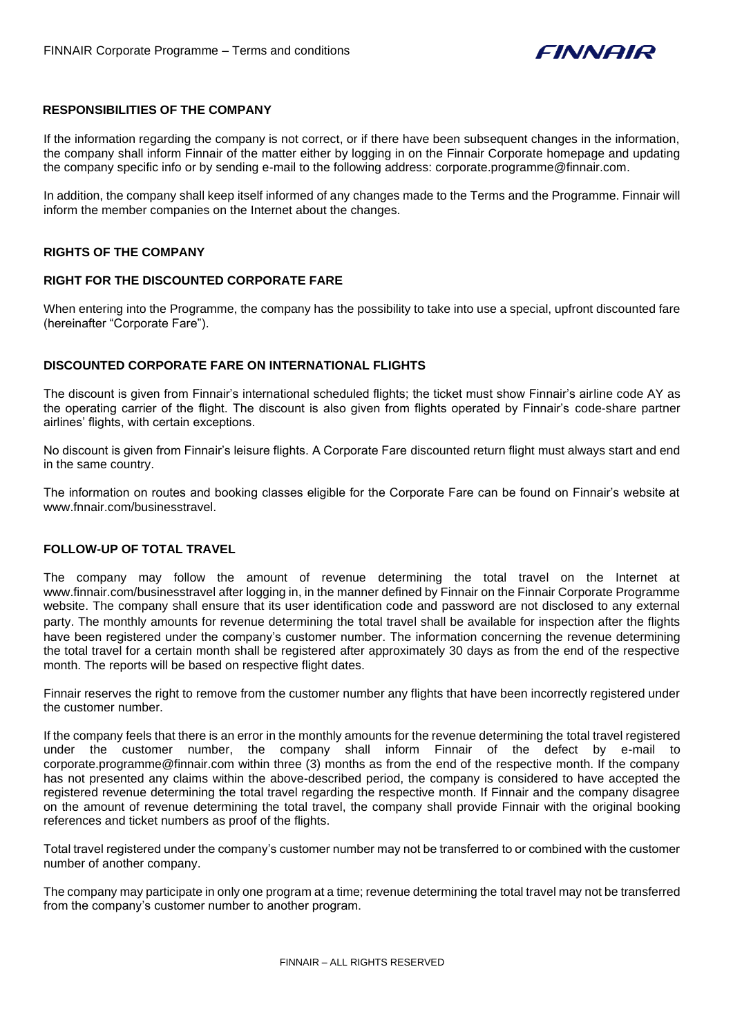## RESPONSIBILITIES OF THE COMPANY

If the information regarding the company is not correct, or if there have been subsequent changes in the information, the company shall inform Finnair of the matter either by logging in on the Finnair Corporate homepage and updating the company specific info or by sending e-mail to the following address: corporate.programme@finnair.com.

In addition, the company shall keep itself informed of any changes made to the Terms and the Programme. Finnair will inform the member companies on the Internet about the changes.

## RIGHTS OF THE COMPANY

## RIGHT FOR THE DISCOUNTED CORPORATE FARE

When entering into the Programme, the company has the possibility to take into use a special, upfront discounted fare (hereinafter "Corporate Fare").

## DISCOUNTED CORPORATE FARE ON INTERNATIONAL FLIGHTS

The discount is given from Finnair's international scheduled flights; the ticket must show Finnair's airline code AY as the operating carrier of the flight. The discount is also given from flights operated by Finnair's code-share partner airlines' flights, with certain exceptions.

No discount is given from Finnair's leisure flights. A Corporate Fare discounted return flight must always start and end in the same country.

The information on routes and booking classes eligible for the Corporate Fare can be found on Finnair's website at www.fnnair.com/businesstravel.

## FOLLOW-UP OF TOTAL TRAVEL

The company may follow the amount of revenue determining the total travel on the Internet at www.finnair.com/businesstravel after logging in, in the manner defined by Finnair on the Finnair Corporate Programme website. The company shall ensure that its user identification code and password are not disclosed to any external party. The monthly amounts for revenue determining the total travel shall be available for inspection after the flights have been registered under the company's customer number. The information concerning the revenue determining the total travel for a certain month shall be registered after approximately 30 days as from the end of the respective month. The reports will be based on respective flight dates.

Finnair reserves the right to remove from the customer number any flights that have been incorrectly registered under the customer number.

If the company feels that there is an error in the monthly amounts for the revenue determining the total travel registered under the customer number, the company shall inform Finnair of the defect by e-mail to corporate.programme@finnair.com within three (3) months as from the end of the respective month. If the company has not presented any claims within the above-described period, the company is considered to have accepted the registered revenue determining the total travel regarding the respective month. If Finnair and the company disagree on the amount of revenue determining the total travel, the company shall provide Finnair with the original booking references and ticket numbers as proof of the flights.

Total travel registered under the company's customer number may not be transferred to or combined with the customer number of another company.

The company may participate in only one program at a time; revenue determining the total travel may not be transferred from the company's customer number to another program.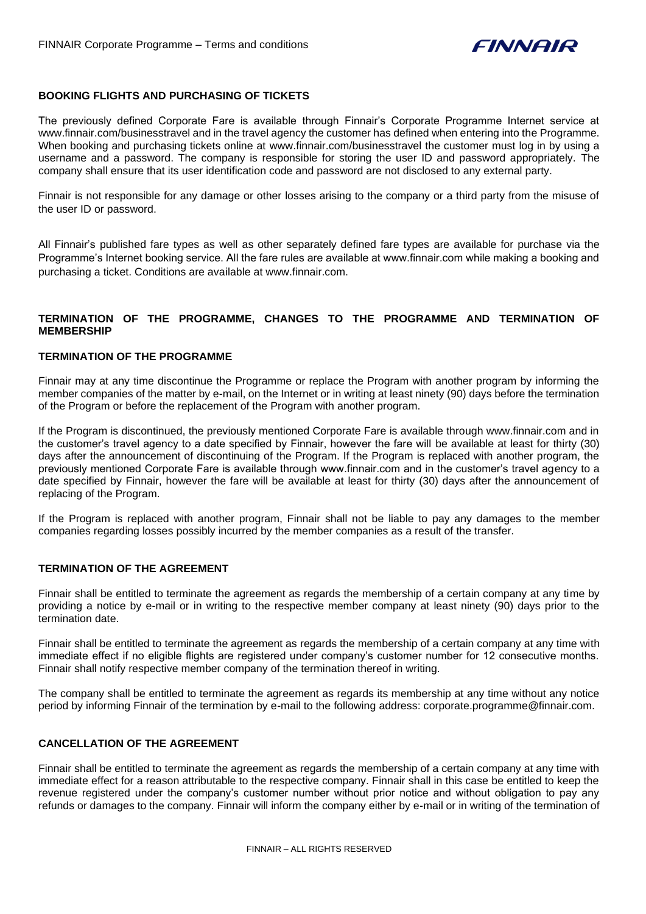## BOOKING FLIGHTS AND PURCHASING OF TICKETS

The previously defined Corporate Fare is available through Finnair's Corporate Programme Internet service at www.finnair.com/businesstravel and in the travel agency the customer has defined when entering into the Programme. When booking and purchasing tickets online at www.finnair.com/businesstravel the customer must log in by using a username and a password. The company is responsible for storing the user ID and password appropriately. The company shall ensure that its user identification code and password are not disclosed to any external party.

Finnair is not responsible for any damage or other losses arising to the company or a third party from the misuse of the user ID or password.

All Finnair's published fare types as well as other separately defined fare types are available for purchase via the Programme's Internet booking service. All the fare rules are available at www.finnair.com while making a booking and purchasing a ticket. Conditions are available at www.finnair.com.

## TERMINATION OF THE PROGRAMME, CHANGES TO THE PROGRAMME AND TERMINATION OF MEMBERSHIP

### TERMINATION OF THE PROGRAMME

Finnair may at any time discontinue the Programme or replace the Program with another program by informing the member companies of the matter by e-mail, on the Internet or in writing at least ninety (90) days before the termination of the Program or before the replacement of the Program with another program.

If the Program is discontinued, the previously mentioned Corporate Fare is available through www.finnair.com and in the customer's travel agency to a date specified by Finnair, however the fare will be available at least for thirty (30) days after the announcement of discontinuing of the Program. If the Program is replaced with another program, the previously mentioned Corporate Fare is available through www.finnair.com and in the customer's travel agency to a date specified by Finnair, however the fare will be available at least for thirty (30) days after the announcement of replacing of the Program.

If the Program is replaced with another program, Finnair shall not be liable to pay any damages to the member companies regarding losses possibly incurred by the member companies as a result of the transfer.

### TERMINATION OF THE AGREEMENT

Finnair shall be entitled to terminate the agreement as regards the membership of a certain company at any time by providing a notice by e-mail or in writing to the respective member company at least ninety (90) days prior to the termination date.

Finnair shall be entitled to terminate the agreement as regards the membership of a certain company at any time with immediate effect if no eligible flights are registered under company's customer number for 12 consecutive months. Finnair shall notify respective member company of the termination thereof in writing.

The company shall be entitled to terminate the agreement as regards its membership at any time without any notice period by informing Finnair of the termination by e-mail to the following address: corporate.programme@finnair.com.

### CANCELLATION OF THE AGREEMENT

Finnair shall be entitled to terminate the agreement as regards the membership of a certain company at any time with immediate effect for a reason attributable to the respective company. Finnair shall in this case be entitled to keep the revenue registered under the company's customer number without prior notice and without obligation to pay any refunds or damages to the company. Finnair will inform the company either by e-mail or in writing of the termination of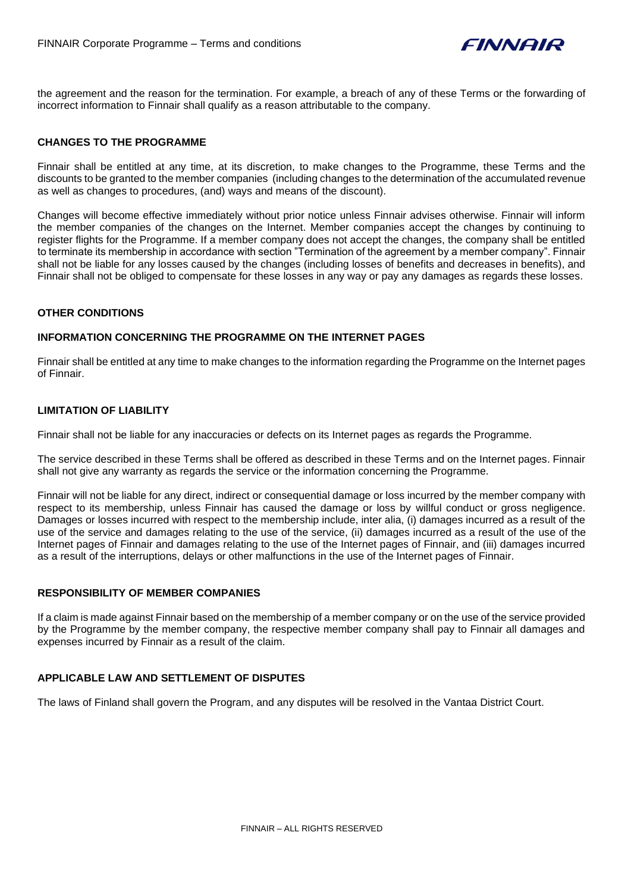the agreement and the reason for the termination. For example, a breach of any of these Terms or the forwarding of incorrect information to Finnair shall qualify as a reason attributable to the company.

## CHANGES TO THE PROGRAMME

Finnair shall be entitled at any time, at its discretion, to make changes to the Programme, these Terms and the discounts to be granted to the member companies (including changes to the determination of the accumulated revenue as well as changes to procedures, (and) ways and means of the discount).

Changes will become effective immediately without prior notice unless Finnair advises otherwise. Finnair will inform the member companies of the changes on the Internet. Member companies accept the changes by continuing to register flights for the Programme. If a member company does not accept the changes, the company shall be entitled to terminate its membership in accordance with section "Termination of the agreement by a member company". Finnair shall not be liable for any losses caused by the changes (including losses of benefits and decreases in benefits), and Finnair shall not be obliged to compensate for these losses in any way or pay any damages as regards these losses.

## OTHER CONDITIONS

### INFORMATION CONCERNING THE PROGRAMME ON THE INTERNET PAGES

Finnair shall be entitled at any time to make changes to the information regarding the Programme on the Internet pages of Finnair.

### LIMITATION OF LIABILITY

Finnair shall not be liable for any inaccuracies or defects on its Internet pages as regards the Programme.

The service described in these Terms shall be offered as described in these Terms and on the Internet pages. Finnair shall not give any warranty as regards the service or the information concerning the Programme.

Finnair will not be liable for any direct, indirect or consequential damage or loss incurred by the member company with respect to its membership, unless Finnair has caused the damage or loss by willful conduct or gross negligence. Damages or losses incurred with respect to the membership include, inter alia, (i) damages incurred as a result of the use of the service and damages relating to the use of the service, (ii) damages incurred as a result of the use of the Internet pages of Finnair and damages relating to the use of the Internet pages of Finnair, and (iii) damages incurred as a result of the interruptions, delays or other malfunctions in the use of the Internet pages of Finnair.

### RESPONSIBILITY OF MEMBER COMPANIES

If a claim is made against Finnair based on the membership of a member company or on the use of the service provided by the Programme by the member company, the respective member company shall pay to Finnair all damages and expenses incurred by Finnair as a result of the claim.

### APPLICABLE LAW AND SETTLEMENT OF DISPUTES

The laws of Finland shall govern the Program, and any disputes will be resolved in the Vantaa District Court.